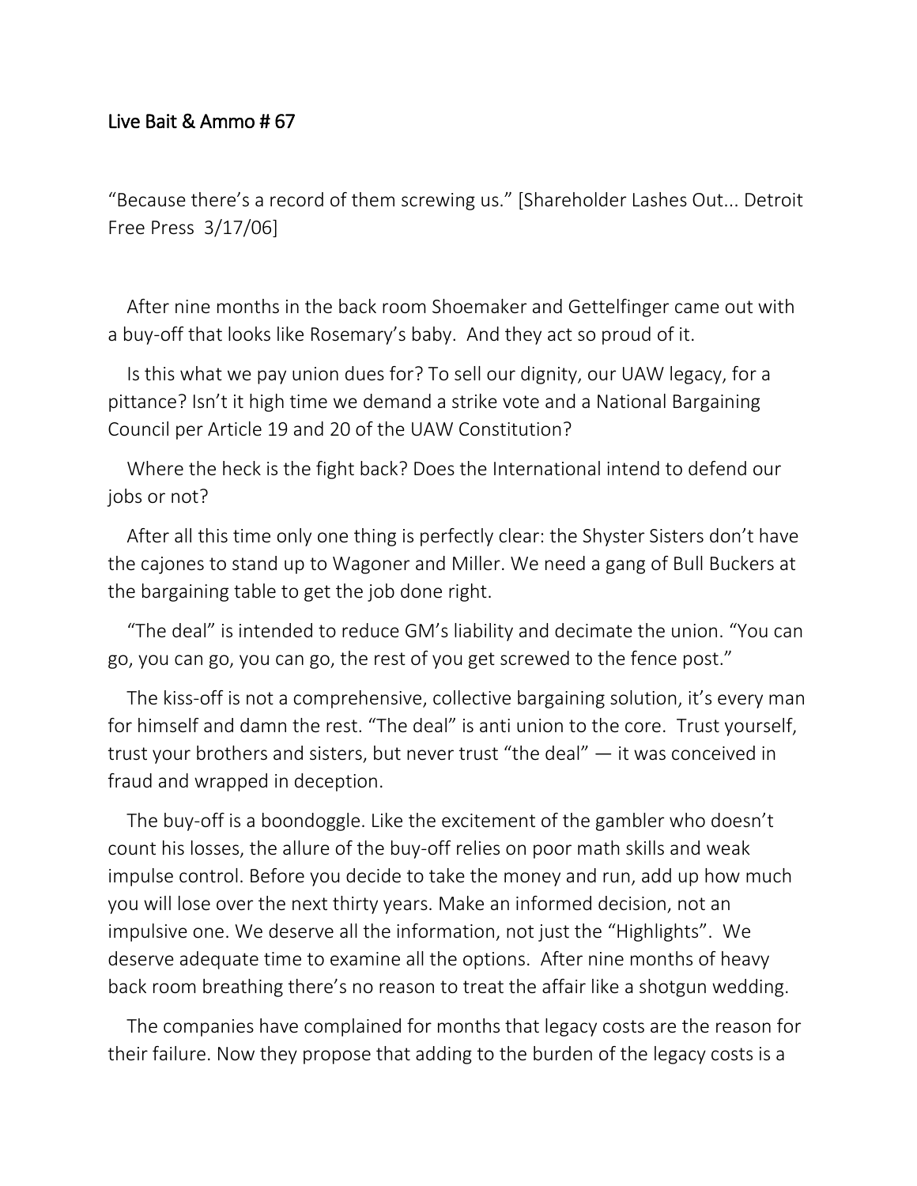# Live Bait & Ammo # 67

"Because there's a record of them screwing us." [Shareholder Lashes Out... Detroit Free Press 3/17/06]

After nine months in the back room Shoemaker and Gettelfinger came out with a buy-off that looks like Rosemary's baby. And they act so proud of it.

Is this what we pay union dues for? To sell our dignity, our UAW legacy, for a pittance? Isn't it high time we demand a strike vote and a National Bargaining Council per Article 19 and 20 of the UAW Constitution?

Where the heck is the fight back? Does the International intend to defend our jobs or not?

After all this time only one thing is perfectly clear: the Shyster Sisters don't have the cajones to stand up to Wagoner and Miller. We need a gang of Bull Buckers at the bargaining table to get the job done right.

"The deal" is intended to reduce GM's liability and decimate the union. "You can go, you can go, you can go, the rest of you get screwed to the fence post."

The kiss-off is not a comprehensive, collective bargaining solution, it's every man for himself and damn the rest. "The deal" is anti union to the core. Trust yourself, trust your brothers and sisters, but never trust "the deal" — it was conceived in fraud and wrapped in deception.

The buy-off is a boondoggle. Like the excitement of the gambler who doesn't count his losses, the allure of the buy-off relies on poor math skills and weak impulse control. Before you decide to take the money and run, add up how much you will lose over the next thirty years. Make an informed decision, not an impulsive one. We deserve all the information, not just the "Highlights". We deserve adequate time to examine all the options. After nine months of heavy back room breathing there's no reason to treat the affair like a shotgun wedding.

The companies have complained for months that legacy costs are the reason for their failure. Now they propose that adding to the burden of the legacy costs is a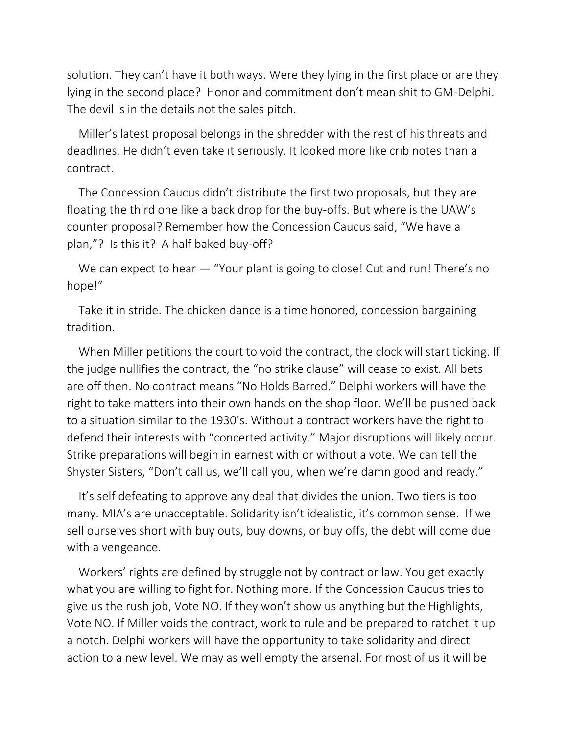solution. They can't have it both ways. Were they lying in the first place or are they lying in the second place? Honor and commitment don't mean shit to GM-Delphi. The devil is in the details not the sales pitch.

Miller's latest proposal belongs in the shredder with the rest of his threats and deadlines. He didn't even take it seriously. It looked more like crib notes than a contract.

The Concession Caucus didn't distribute the first two proposals, but they are floating the third one like a back drop for the buy-offs. But where is the UAW's counter proposal? Remember how the Concession Caucus said, "We have a plan,"? Is this it? A half baked buy-off?

We can expect to hear — "Your plant is going to close! Cut and run! There's no hope!"

Take it in stride. The chicken dance is a time honored, concession bargaining tradition.

When Miller petitions the court to void the contract, the clock will start ticking. If the judge nullifies the contract, the "no strike clause" will cease to exist. All bets are off then. No contract means "No Holds Barred." Delphi workers will have the right to take matters into their own hands on the shop floor. We'll be pushed back to a situation similar to the 1930's. Without a contract workers have the right to defend their interests with "concerted activity." Major disruptions will likely occur. Strike preparations will begin in earnest with or without a vote. We can tell the Shyster Sisters, "Don't call us, we'll call you, when we're damn good and ready."

It's self defeating to approve any deal that divides the union. Two tiers is too many. MIA's are unacceptable. Solidarity isn't idealistic, it's common sense. If we sell ourselves short with buy outs, buy downs, or buy offs, the debt will come due with a vengeance.

Workers' rights are defined by struggle not by contract or law. You get exactly what you are willing to fight for. Nothing more. If the Concession Caucus tries to give us the rush job, Vote NO. If they won't show us anything but the Highlights, Vote NO. If Miller voids the contract, work to rule and be prepared to ratchet it up a notch. Delphi workers will have the opportunity to take solidarity and direct action to a new level. We may as well empty the arsenal. For most of us it will be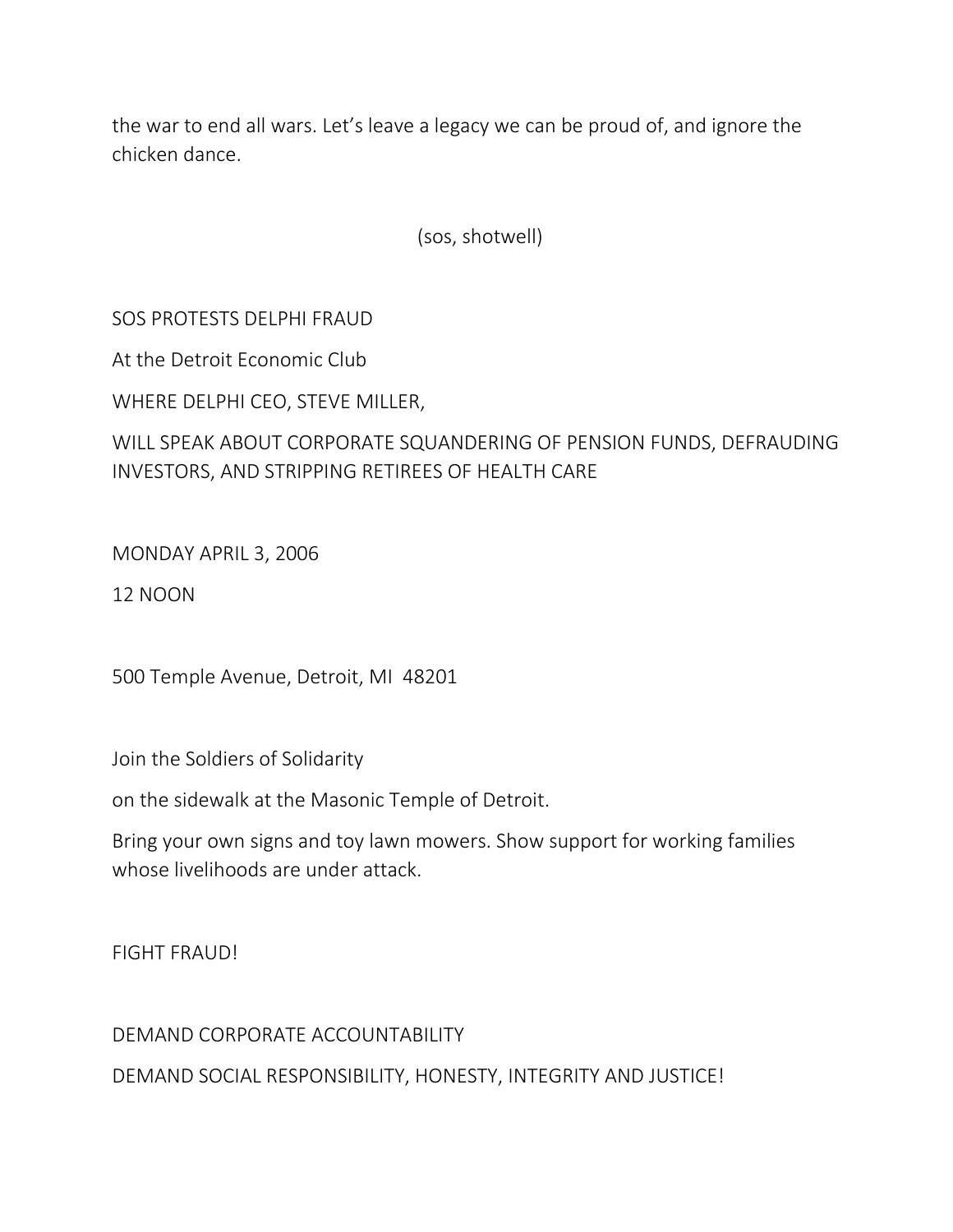the war to end all wars. Let's leave a legacy we can be proud of, and ignore the chicken dance.

(sos, shotwell)

SOS PROTESTS DELPHI FRAUD

At the Detroit Economic Club

WHERE DELPHI CEO, STEVE MILLER,

WILL SPEAK ABOUT CORPORATE SQUANDERING OF PENSION FUNDS, DEFRAUDING INVESTORS, AND STRIPPING RETIREES OF HEALTH CARE

MONDAY APRIL 3, 2006

12 NOON

500 Temple Avenue, Detroit, MI 48201

Join the Soldiers of Solidarity

on the sidewalk at the Masonic Temple of Detroit.

Bring your own signs and toy lawn mowers. Show support for working families whose livelihoods are under attack.

FIGHT FRAUD!

DEMAND CORPORATE ACCOUNTABILITY

DEMAND SOCIAL RESPONSIBILITY, HONESTY, INTEGRITY AND JUSTICE!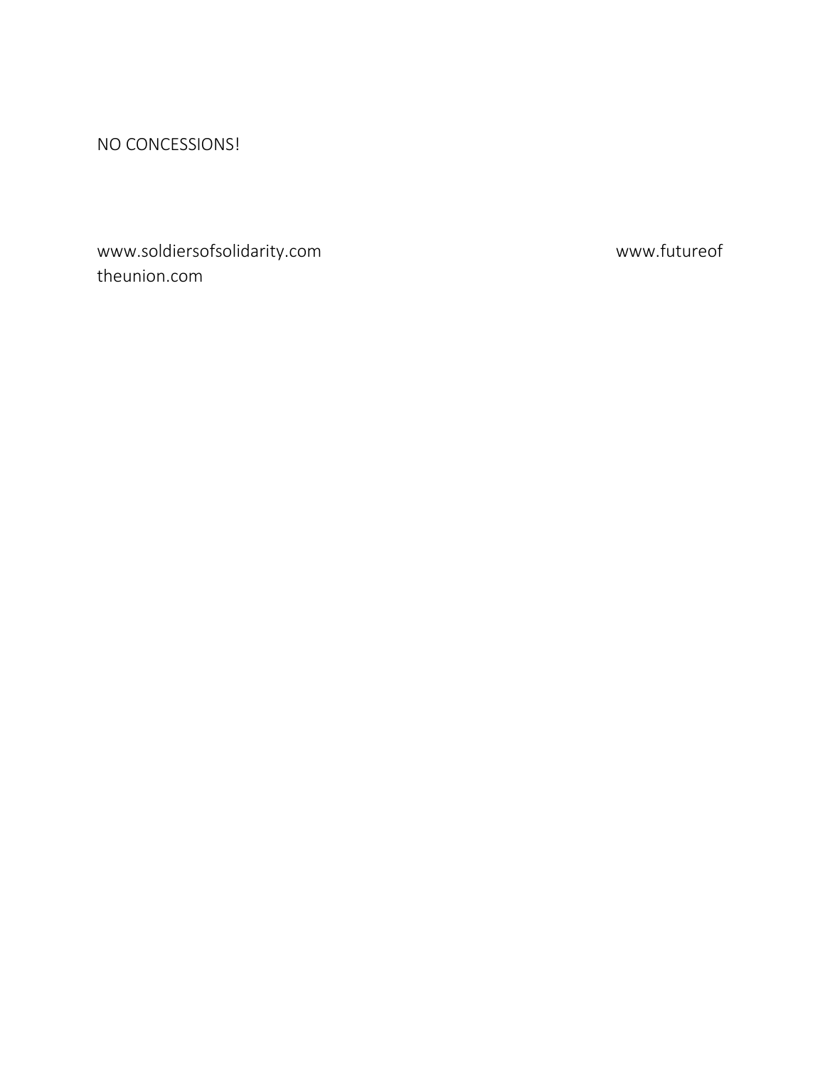NO CONCESSIONS!

www.soldiersofsolidarity.com www.futureoftheunion.com